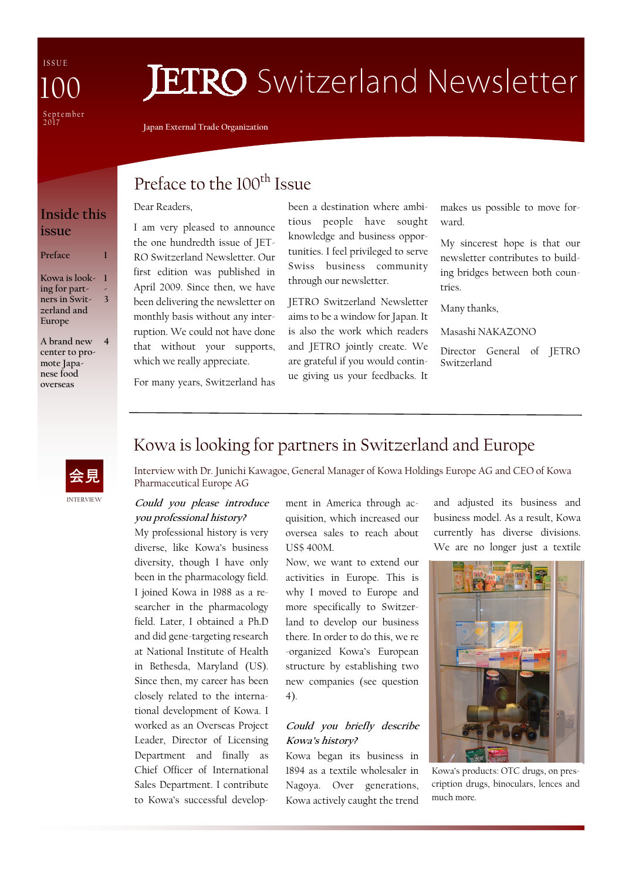ISSUE 100

September 2017

# JETRO Switzerland Newsletter

Japan External Trade Organization

## Inside this issue

Preface 1

Kowa is looking for partners in Switzerland and Europe 1-3

A brand new center to promote Japanese food overseas 4

## Preface to the 100th Issue

Dear Readers,

I am very pleased to announce the one hundredth issue of JETRO Switzerland Newsletter. Our first edition was published in April 2009. Since then, we have been delivering the newsletter on monthly basis without any interruption. We could not have done that without your supports, which we really appreciate.

For many years, Switzerland has been a destination where ambitious people have sought knowledge and business opportunities. I feel privileged to serve Swiss business community through our newsletter.

JETRO Switzerland Newsletter aims to be a window for Japan. It is also the work which readers and JETRO jointly create. We are grateful if you would continue giving us your feedbacks. It makes us possible to move forward.

My sincerest hope is that our newsletter contributes to building bridges between both countries.

Many thanks,

Masashi NAKAZONO

Director General of JETRO Switzerland

## Kowa is looking for partners in Switzerland and Europe

会見

INTERVIEW

Interview with Dr. Junichi Kawagoe, General Manager of Kowa Holdings Europe AG and CEO of Kowa Pharmaceutical Europe AG

***Could you please introduce you professional history?***

My professional history is very diverse, like Kowa's business diversity, though I have only been in the pharmacology field. I joined Kowa in 1988 as a researcher in the pharmacology field. Later, I obtained a Ph.D and did gene-targeting research at National Institute of Health in Bethesda, Maryland (US). Since then, my career has been closely related to the international development of Kowa. I worked as an Overseas Project Leader, Director of Licensing Department and finally as Chief Officer of International Sales Department. I contribute to Kowa's successful development in America through acquisition, which increased our oversea sales to reach about US$ 400M.

Now, we want to extend our activities in Europe. This is why I moved to Europe and more specifically to Switzerland to develop our business there. In order to do this, we re-organized Kowa's European structure by establishing two new companies (see question 4).

***Could you briefly describe Kowa's history?***

Kowa began its business in 1894 as a textile wholesaler in Nagoya. Over generations, Kowa actively caught the trend and adjusted its business and business model. As a result, Kowa currently has diverse divisions. We are no longer just a textile

Kowa's products: OTC drugs, on prescription drugs, binoculars, lences and much more.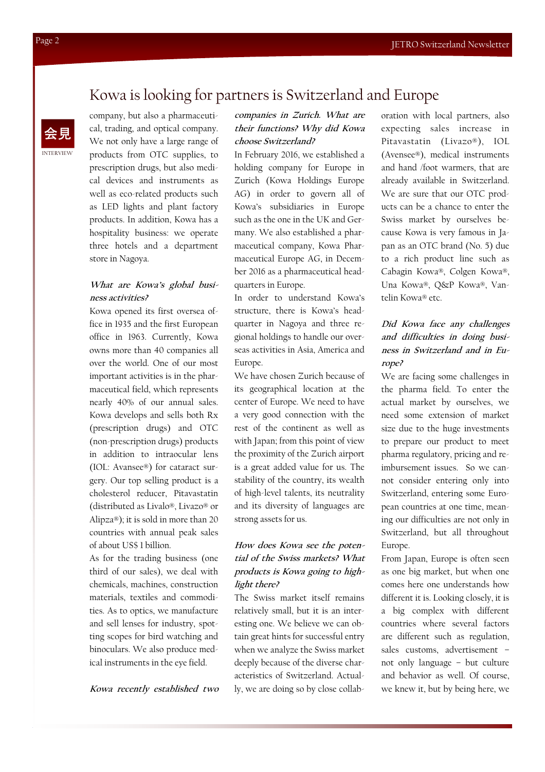# Kowa is looking for partners is Switzerland and Europe

会見

INTERVIEW

company, but also a pharmaceutical, trading, and optical company. We not only have a large range of products from OTC supplies, to prescription drugs, but also medical devices and instruments as well as eco-related products such as LED lights and plant factory products. In addition, Kowa has a hospitality business: we operate three hotels and a department store in Nagoya.

***What are Kowa's global business activities?***

Kowa opened its first oversea office in 1935 and the first European office in 1963. Currently, Kowa owns more than 40 companies all over the world. One of our most important activities is in the pharmaceutical field, which represents nearly 40% of our annual sales. Kowa develops and sells both Rx (prescription drugs) and OTC (non-prescription drugs) products in addition to intraocular lens (IOL: Avansee®) for cataract surgery. Our top selling product is a cholesterol reducer, Pitavastatin (distributed as Livalo®, Livazo® or Alipza®); it is sold in more than 20 countries with annual peak sales of about US$ 1 billion.

As for the trading business (one third of our sales), we deal with chemicals, machines, construction materials, textiles and commodities. As to optics, we manufacture and sell lenses for industry, spotting scopes for bird watching and binoculars. We also produce medical instruments in the eye field.

***Kowa recently established two companies in Zurich. What are their functions? Why did Kowa choose Switzerland?***

In February 2016, we established a holding company for Europe in Zurich (Kowa Holdings Europe AG) in order to govern all of Kowa's subsidiaries in Europe such as the one in the UK and Germany. We also established a pharmaceutical company, Kowa Pharmaceutical Europe AG, in December 2016 as a pharmaceutical headquarters in Europe.

In order to understand Kowa's structure, there is Kowa's headquarter in Nagoya and three regional holdings to handle our overseas activities in Asia, America and Europe.

We have chosen Zurich because of its geographical location at the center of Europe. We need to have a very good connection with the rest of the continent as well as with Japan; from this point of view the proximity of the Zurich airport is a great added value for us. The stability of the country, its wealth of high-level talents, its neutrality and its diversity of languages are strong assets for us.

***How does Kowa see the potential of the Swiss markets? What products is Kowa going to highlight there?***

The Swiss market itself remains relatively small, but it is an interesting one. We believe we can obtain great hints for successful entry when we analyze the Swiss market deeply because of the diverse characteristics of Switzerland. Actually, we are doing so by close collaboration with local partners, also expecting sales increase in Pitavastatin (Livazo®), IOL (Avensee®), medical instruments and hand /foot warmers, that are already available in Switzerland. We are sure that our OTC products can be a chance to enter the Swiss market by ourselves because Kowa is very famous in Japan as an OTC brand (No. 5) due to a rich product line such as Cabagin Kowa®, Colgen Kowa®, Una Kowa®, Q&P Kowa®, Vantelin Kowa® etc.

***Did Kowa face any challenges and difficulties in doing business in Switzerland and in Europe?***

We are facing some challenges in the pharma field. To enter the actual market by ourselves, we need some extension of market size due to the huge investments to prepare our product to meet pharma regulatory, pricing and reimbursement issues. So we cannot consider entering only into Switzerland, entering some European countries at one time, meaning our difficulties are not only in Switzerland, but all throughout Europe.

From Japan, Europe is often seen as one big market, but when one comes here one understands how different it is. Looking closely, it is a big complex with different countries where several factors are different such as regulation, sales customs, advertisement – not only language – but culture and behavior as well. Of course, we knew it, but by being here, we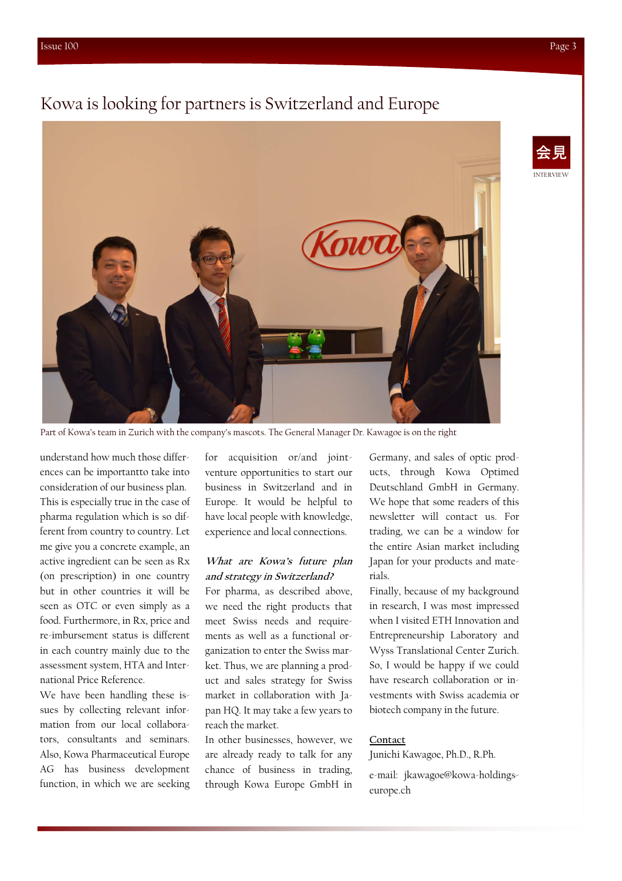# Kowa is looking for partners is Switzerland and Europe

Part of Kowa's team in Zurich with the company's mascots. The General Manager Dr. Kawagoe is on the right

会見

INTERVIEW

understand how much those differences can be importantto take into consideration of our business plan. This is especially true in the case of pharma regulation which is so different from country to country. Let me give you a concrete example, an active ingredient can be seen as Rx (on prescription) in one country but in other countries it will be seen as OTC or even simply as a food. Furthermore, in Rx, price and re-imbursement status is different in each country mainly due to the assessment system, HTA and International Price Reference.

We have been handling these issues by collecting relevant information from our local collaborators, consultants and seminars. Also, Kowa Pharmaceutical Europe AG has business development function, in which we are seeking for acquisition or/and joint-venture opportunities to start our business in Switzerland and in Europe. It would be helpful to have local people with knowledge, experience and local connections.

***What are Kowa's future plan and strategy in Switzerland?***

For pharma, as described above, we need the right products that meet Swiss needs and requirements as well as a functional organization to enter the Swiss market. Thus, we are planning a product and sales strategy for Swiss market in collaboration with Japan HQ. It may take a few years to reach the market.

In other businesses, however, we are already ready to talk for any chance of business in trading, through Kowa Europe GmbH in Germany, and sales of optic products, through Kowa Optimed Deutschland GmbH in Germany. We hope that some readers of this newsletter will contact us. For trading, we can be a window for the entire Asian market including Japan for your products and materials.

Finally, because of my background in research, I was most impressed when I visited ETH Innovation and Entrepreneurship Laboratory and Wyss Translational Center Zurich. So, I would be happy if we could have research collaboration or investments with Swiss academia or biotech company in the future.

**Contact**

Junichi Kawagoe, Ph.D., R.Ph.

e-mail: jkawagoe@kowa-holdings-europe.ch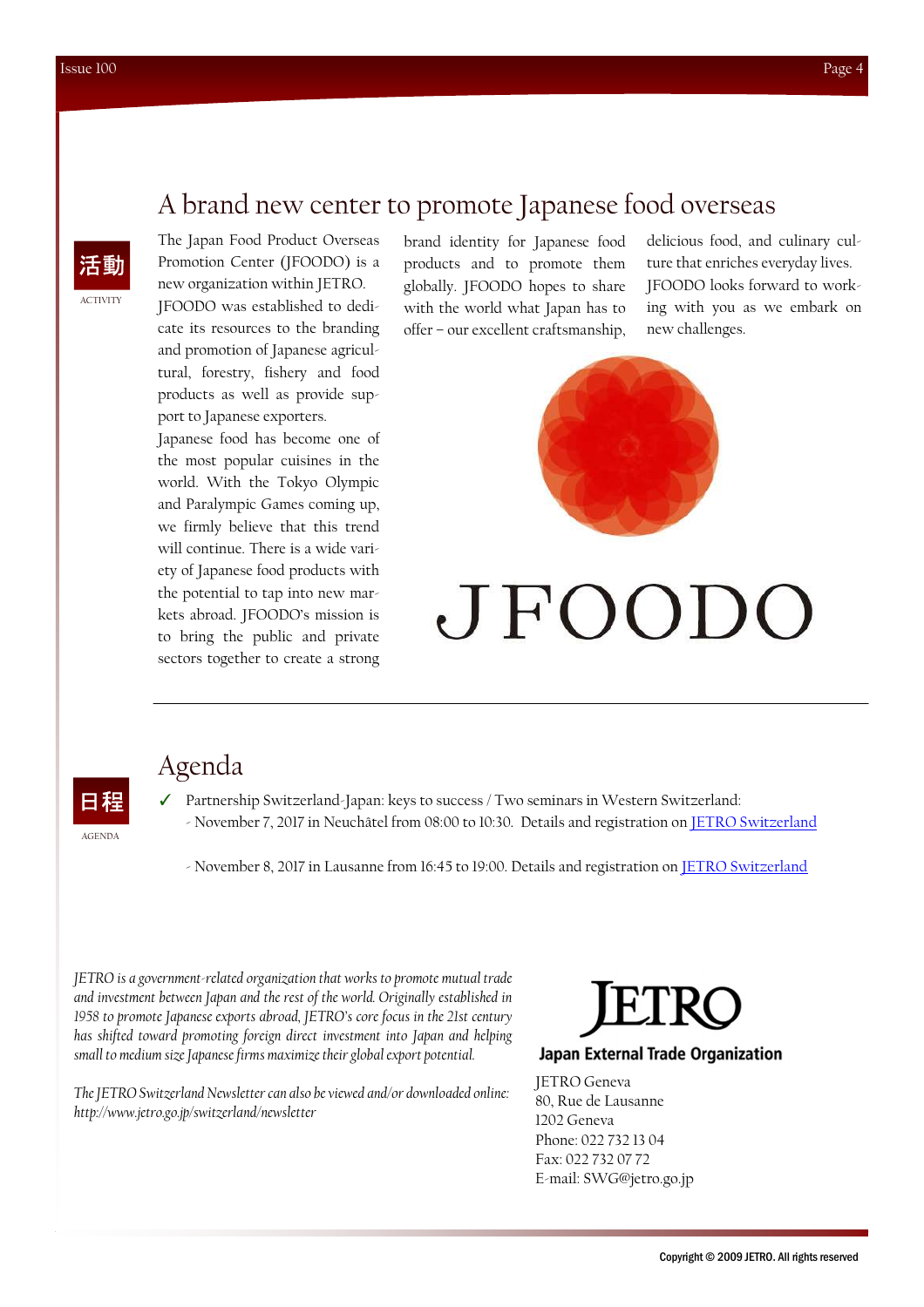## A brand new center to promote Japanese food overseas

活動

ACTIVITY

The Japan Food Product Overseas Promotion Center (JFOODO) is a new organization within JETRO.

JFOODO was established to dedicate its resources to the branding and promotion of Japanese agricultural, forestry, fishery and food products as well as provide support to Japanese exporters.

Japanese food has become one of the most popular cuisines in the world. With the Tokyo Olympic and Paralympic Games coming up, we firmly believe that this trend will continue. There is a wide variety of Japanese food products with the potential to tap into new markets abroad. JFOODO's mission is to bring the public and private sectors together to create a strong brand identity for Japanese food products and to promote them globally. JFOODO hopes to share with the world what Japan has to offer – our excellent craftsmanship, delicious food, and culinary culture that enriches everyday lives.

JFOODO looks forward to working with you as we embark on new challenges.

JFOODO

---

## Agenda

日程

AGENDA

- ✓ Partnership Switzerland-Japan: keys to success / Two seminars in Western Switzerland:
  - November 7, 2017 in Neuchâtel from 08:00 to 10:30. Details and registration on JETRO Switzerland
  - November 8, 2017 in Lausanne from 16:45 to 19:00. Details and registration on JETRO Switzerland

*JETRO is a government-related organization that works to promote mutual trade and investment between Japan and the rest of the world. Originally established in 1958 to promote Japanese exports abroad, JETRO's core focus in the 21st century has shifted toward promoting foreign direct investment into Japan and helping small to medium size Japanese firms maximize their global export potential.*

*The JETRO Switzerland Newsletter can also be viewed and/or downloaded online: http://www.jetro.go.jp/switzerland/newsletter*

JETRO

**Japan External Trade Organization**

JETRO Geneva
80, Rue de Lausanne
1202 Geneva
Phone: 022 732 13 04
Fax: 022 732 07 72
E-mail: SWG@jetro.go.jp

Copyright © 2009 JETRO. All rights reserved